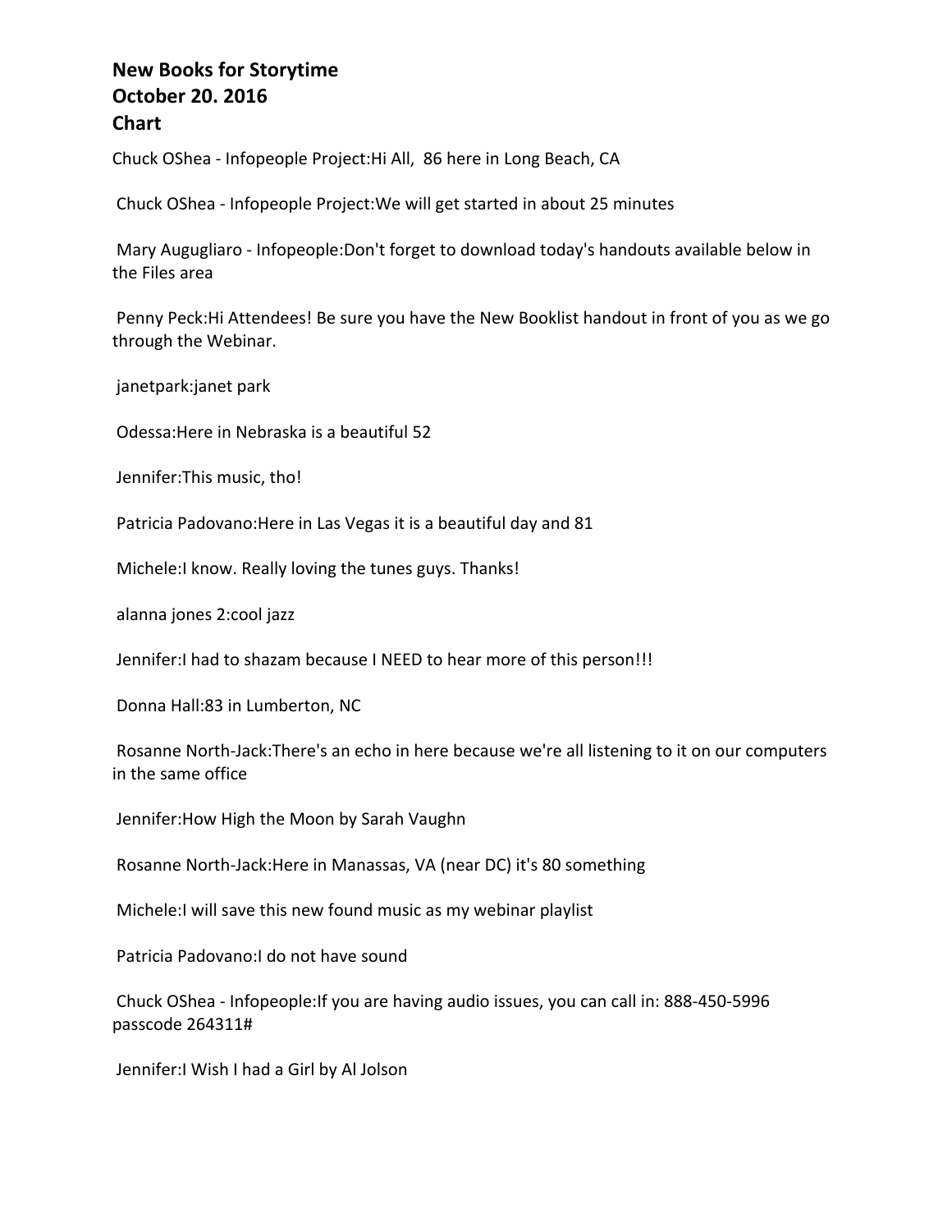**New Books for Storytime**
**October 20. 2016**
**Chart**

Chuck OShea - Infopeople Project:Hi All, 86 here in Long Beach, CA

Chuck OShea - Infopeople Project:We will get started in about 25 minutes

Mary Augugliaro - Infopeople:Don't forget to download today's handouts available below in the Files area

Penny Peck:Hi Attendees! Be sure you have the New Booklist handout in front of you as we go through the Webinar.

janetpark:janet park

Odessa:Here in Nebraska is a beautiful 52

Jennifer:This music, tho!

Patricia Padovano:Here in Las Vegas it is a beautiful day and 81

Michele:I know. Really loving the tunes guys. Thanks!

alanna jones 2:cool jazz

Jennifer:I had to shazam because I NEED to hear more of this person!!!

Donna Hall:83 in Lumberton, NC

Rosanne North-Jack:There's an echo in here because we're all listening to it on our computers in the same office

Jennifer:How High the Moon by Sarah Vaughn

Rosanne North-Jack:Here in Manassas, VA (near DC) it's 80 something

Michele:I will save this new found music as my webinar playlist

Patricia Padovano:I do not have sound

Chuck OShea - Infopeople:If you are having audio issues, you can call in: 888-450-5996 passcode 264311#

Jennifer:I Wish I had a Girl by Al Jolson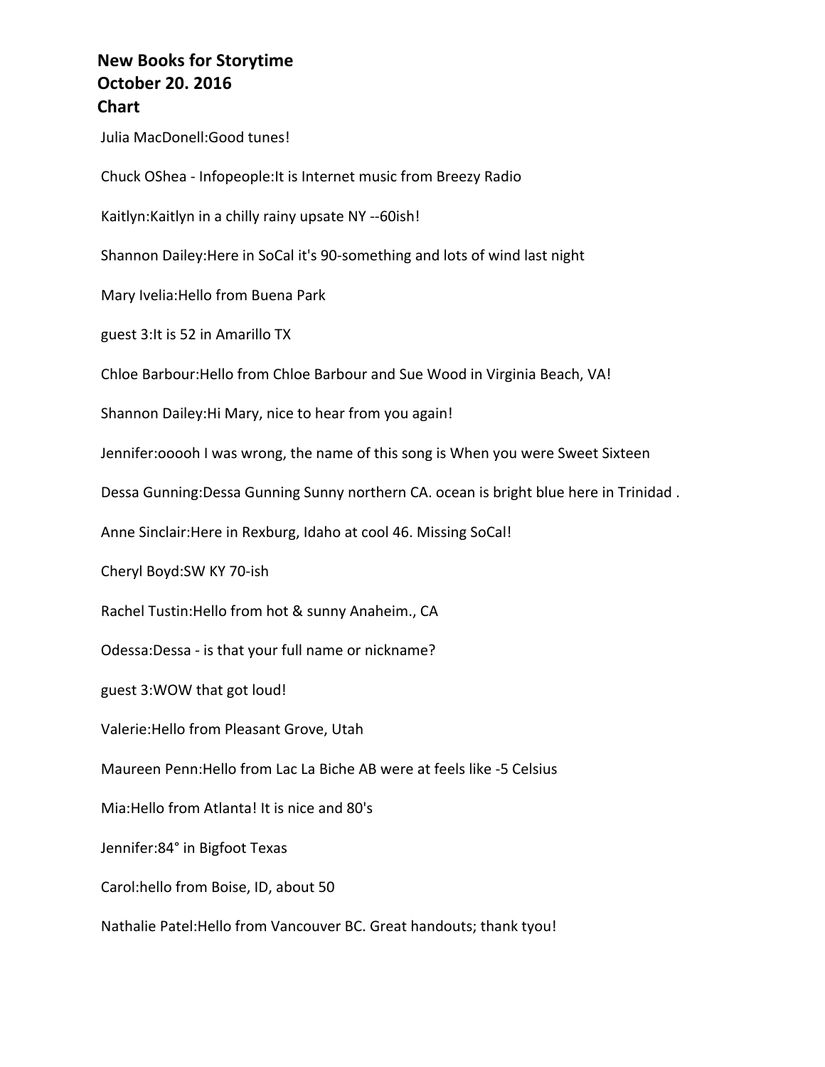**New Books for Storytime**
**October 20. 2016**
**Chart**

Julia MacDonell:Good tunes!

Chuck OShea - Infopeople:It is Internet music from Breezy Radio

Kaitlyn:Kaitlyn in a chilly rainy upsate NY --60ish!

Shannon Dailey:Here in SoCal it's 90-something and lots of wind last night

Mary Ivelia:Hello from Buena Park

guest 3:It is 52 in Amarillo TX

Chloe Barbour:Hello from Chloe Barbour and Sue Wood in Virginia Beach, VA!

Shannon Dailey:Hi Mary, nice to hear from you again!

Jennifer:ooooh I was wrong, the name of this song is When you were Sweet Sixteen

Dessa Gunning:Dessa Gunning Sunny northern CA. ocean is bright blue here in Trinidad .

Anne Sinclair:Here in Rexburg, Idaho at cool 46. Missing SoCal!

Cheryl Boyd:SW KY 70-ish

Rachel Tustin:Hello from hot & sunny Anaheim., CA

Odessa:Dessa - is that your full name or nickname?

guest 3:WOW that got loud!

Valerie:Hello from Pleasant Grove, Utah

Maureen Penn:Hello from Lac La Biche AB were at feels like -5 Celsius

Mia:Hello from Atlanta! It is nice and 80's

Jennifer:84° in Bigfoot Texas

Carol:hello from Boise, ID, about 50

Nathalie Patel:Hello from Vancouver BC. Great handouts; thank tyou!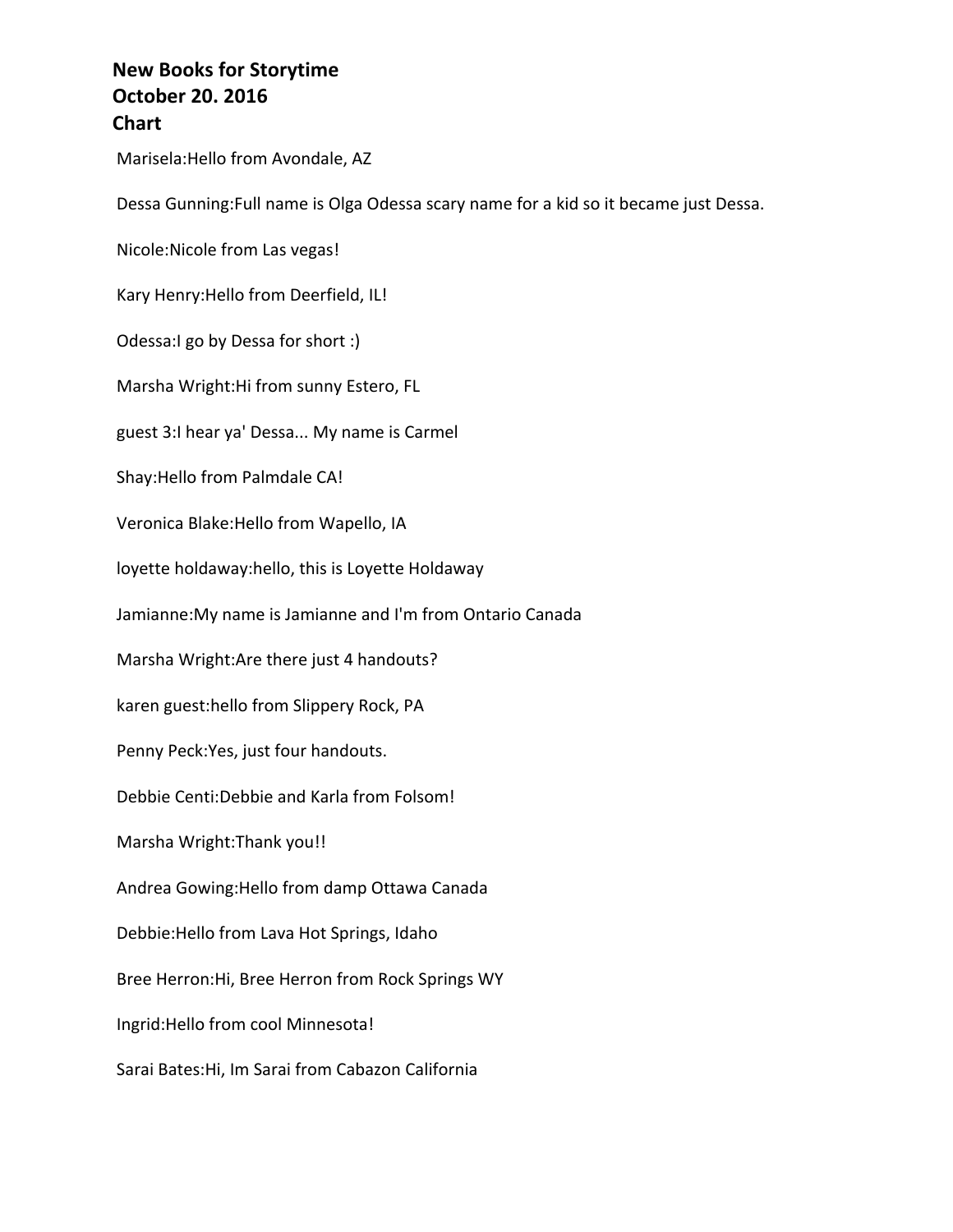**New Books for Storytime**
**October 20. 2016**
**Chart**

Marisela:Hello from Avondale, AZ

Dessa Gunning:Full name is Olga Odessa scary name for a kid so it became just Dessa.

Nicole:Nicole from Las vegas!

Kary Henry:Hello from Deerfield, IL!

Odessa:I go by Dessa for short :)

Marsha Wright:Hi from sunny Estero, FL

guest 3:I hear ya' Dessa... My name is Carmel

Shay:Hello from Palmdale CA!

Veronica Blake:Hello from Wapello, IA

loyette holdaway:hello, this is Loyette Holdaway

Jamianne:My name is Jamianne and I'm from Ontario Canada

Marsha Wright:Are there just 4 handouts?

karen guest:hello from Slippery Rock, PA

Penny Peck:Yes, just four handouts.

Debbie Centi:Debbie and Karla from Folsom!

Marsha Wright:Thank you!!

Andrea Gowing:Hello from damp Ottawa Canada

Debbie:Hello from Lava Hot Springs, Idaho

Bree Herron:Hi, Bree Herron from Rock Springs WY

Ingrid:Hello from cool Minnesota!

Sarai Bates:Hi, Im Sarai from Cabazon California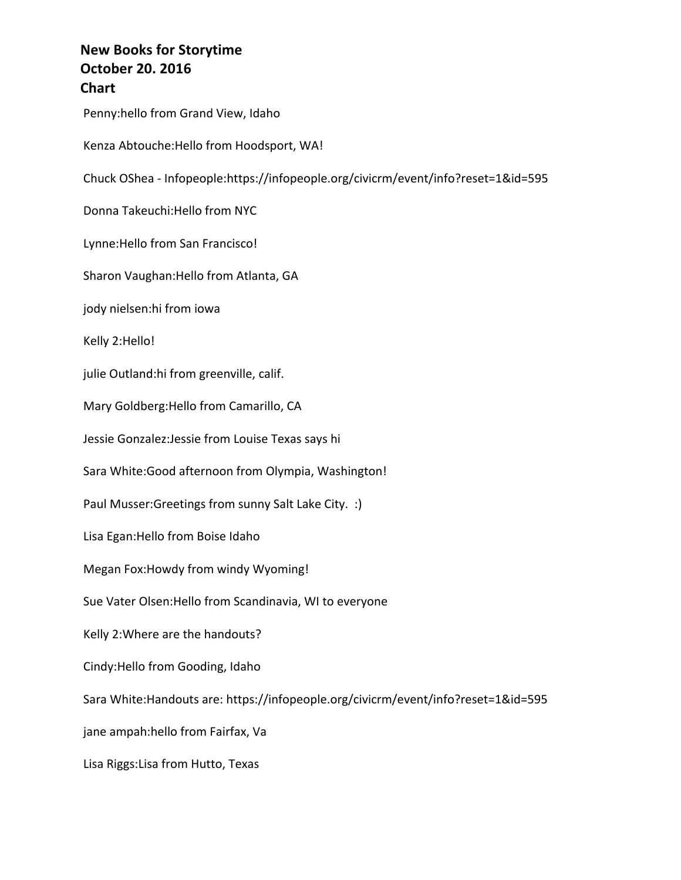**New Books for Storytime**
**October 20. 2016**
**Chart**

Penny:hello from Grand View, Idaho

Kenza Abtouche:Hello from Hoodsport, WA!

Chuck OShea - Infopeople:https://infopeople.org/civicrm/event/info?reset=1&id=595

Donna Takeuchi:Hello from NYC

Lynne:Hello from San Francisco!

Sharon Vaughan:Hello from Atlanta, GA

jody nielsen:hi from iowa

Kelly 2:Hello!

julie Outland:hi from greenville, calif.

Mary Goldberg:Hello from Camarillo, CA

Jessie Gonzalez:Jessie from Louise Texas says hi

Sara White:Good afternoon from Olympia, Washington!

Paul Musser:Greetings from sunny Salt Lake City. :)

Lisa Egan:Hello from Boise Idaho

Megan Fox:Howdy from windy Wyoming!

Sue Vater Olsen:Hello from Scandinavia, WI to everyone

Kelly 2:Where are the handouts?

Cindy:Hello from Gooding, Idaho

Sara White:Handouts are: https://infopeople.org/civicrm/event/info?reset=1&id=595

jane ampah:hello from Fairfax, Va

Lisa Riggs:Lisa from Hutto, Texas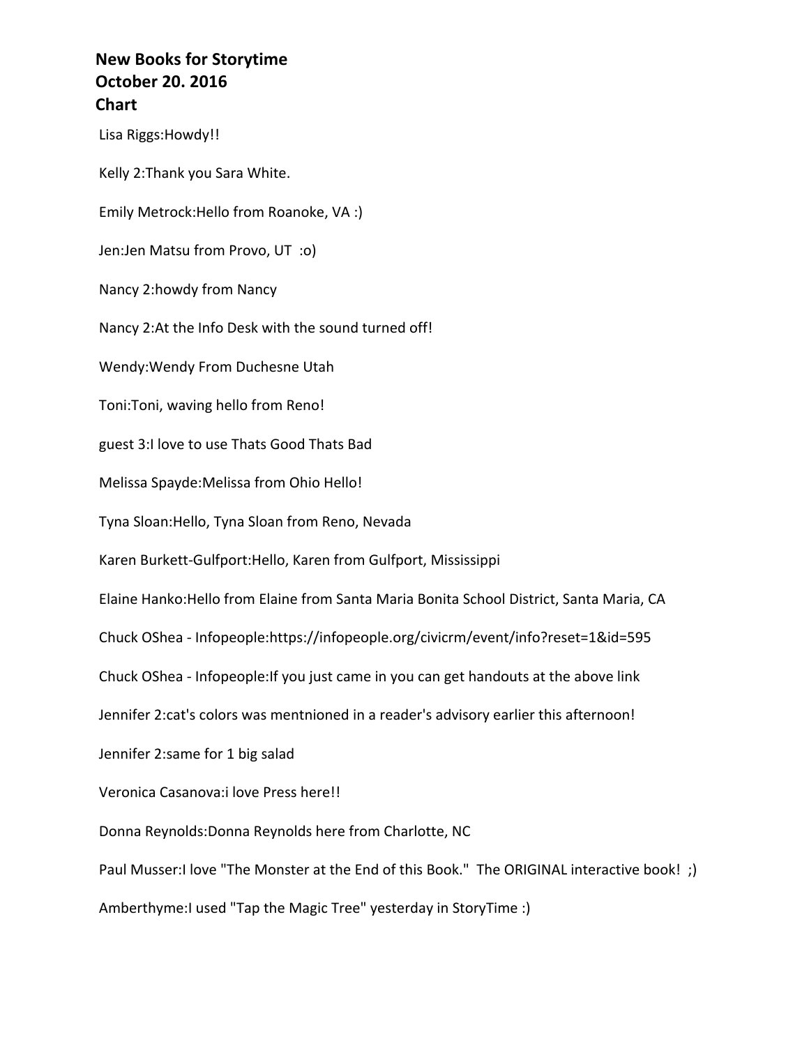**New Books for Storytime**
**October 20. 2016**
**Chart**

Lisa Riggs:Howdy!!

Kelly 2:Thank you Sara White.

Emily Metrock:Hello from Roanoke, VA :)

Jen:Jen Matsu from Provo, UT :o)

Nancy 2:howdy from Nancy

Nancy 2:At the Info Desk with the sound turned off!

Wendy:Wendy From Duchesne Utah

Toni:Toni, waving hello from Reno!

guest 3:I love to use Thats Good Thats Bad

Melissa Spayde:Melissa from Ohio Hello!

Tyna Sloan:Hello, Tyna Sloan from Reno, Nevada

Karen Burkett-Gulfport:Hello, Karen from Gulfport, Mississippi

Elaine Hanko:Hello from Elaine from Santa Maria Bonita School District, Santa Maria, CA

Chuck OShea - Infopeople:https://infopeople.org/civicrm/event/info?reset=1&id=595

Chuck OShea - Infopeople:If you just came in you can get handouts at the above link

Jennifer 2:cat's colors was mentnioned in a reader's advisory earlier this afternoon!

Jennifer 2:same for 1 big salad

Veronica Casanova:i love Press here!!

Donna Reynolds:Donna Reynolds here from Charlotte, NC

Paul Musser:I love "The Monster at the End of this Book." The ORIGINAL interactive book! ;)

Amberthyme:I used "Tap the Magic Tree" yesterday in StoryTime :)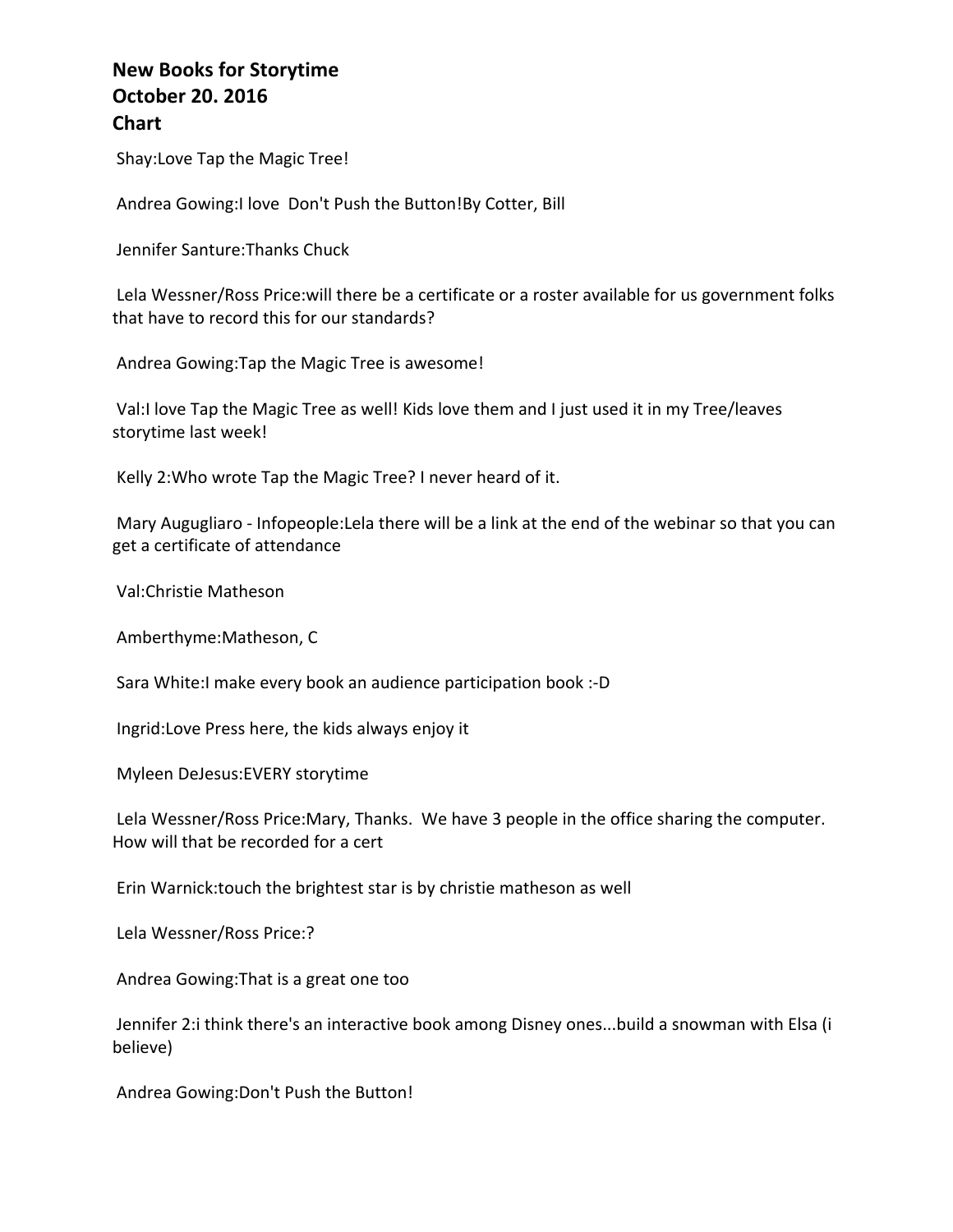**New Books for Storytime**
**October 20. 2016**
**Chart**

Shay:Love Tap the Magic Tree!

Andrea Gowing:I love  Don't Push the Button!By Cotter, Bill

Jennifer Santure:Thanks Chuck

Lela Wessner/Ross Price:will there be a certificate or a roster available for us government folks that have to record this for our standards?

Andrea Gowing:Tap the Magic Tree is awesome!

Val:I love Tap the Magic Tree as well! Kids love them and I just used it in my Tree/leaves storytime last week!

Kelly 2:Who wrote Tap the Magic Tree? I never heard of it.

Mary Augugliaro - Infopeople:Lela there will be a link at the end of the webinar so that you can get a certificate of attendance

Val:Christie Matheson

Amberthyme:Matheson, C

Sara White:I make every book an audience participation book :-D

Ingrid:Love Press here, the kids always enjoy it

Myleen DeJesus:EVERY storytime

Lela Wessner/Ross Price:Mary, Thanks.  We have 3 people in the office sharing the computer. How will that be recorded for a cert

Erin Warnick:touch the brightest star is by christie matheson as well

Lela Wessner/Ross Price:?

Andrea Gowing:That is a great one too

Jennifer 2:i think there's an interactive book among Disney ones...build a snowman with Elsa (i believe)

Andrea Gowing:Don't Push the Button!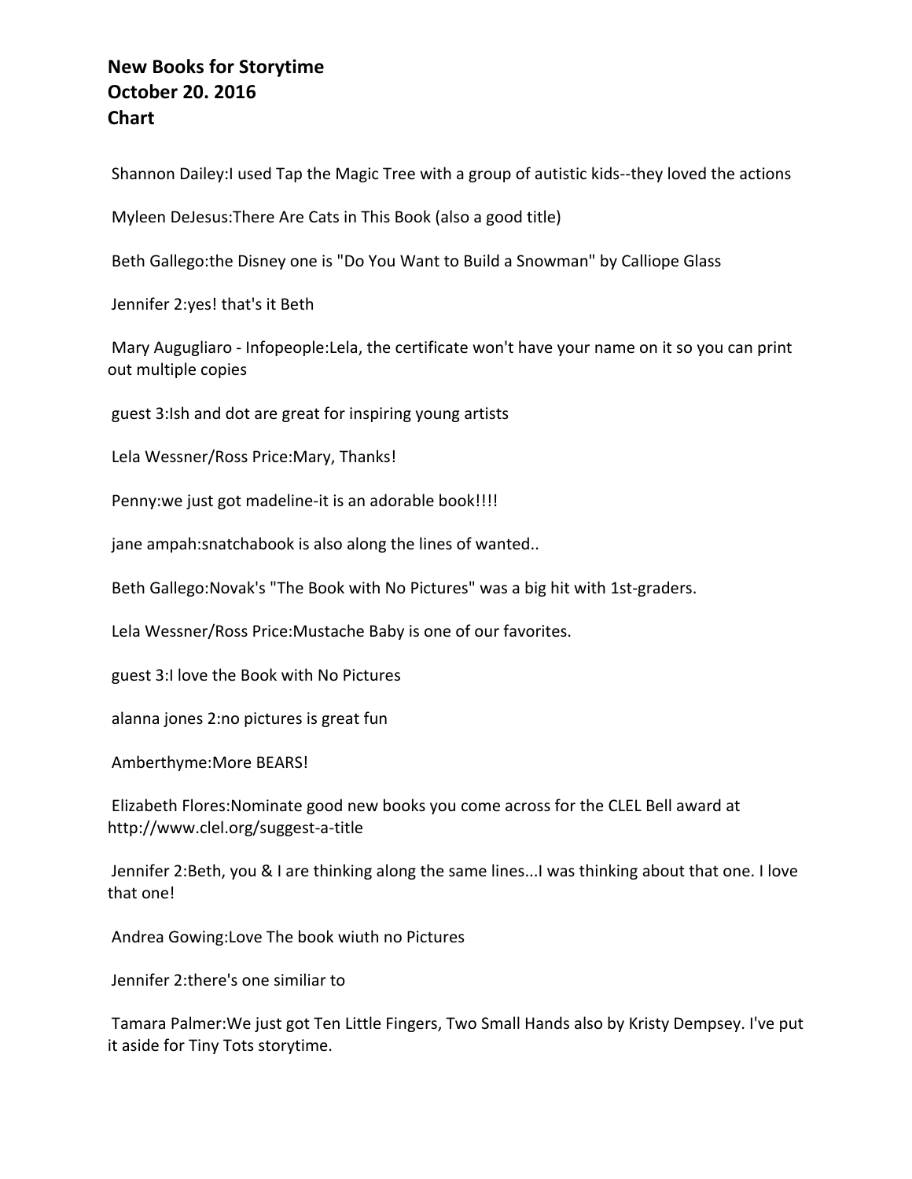**New Books for Storytime**
**October 20. 2016**
**Chart**

Shannon Dailey:I used Tap the Magic Tree with a group of autistic kids--they loved the actions

Myleen DeJesus:There Are Cats in This Book (also a good title)

Beth Gallego:the Disney one is "Do You Want to Build a Snowman" by Calliope Glass

Jennifer 2:yes! that's it Beth

Mary Augugliaro - Infopeople:Lela, the certificate won't have your name on it so you can print out multiple copies

guest 3:Ish and dot are great for inspiring young artists

Lela Wessner/Ross Price:Mary, Thanks!

Penny:we just got madeline-it is an adorable book!!!!

jane ampah:snatchabook is also along the lines of wanted..

Beth Gallego:Novak's "The Book with No Pictures" was a big hit with 1st-graders.

Lela Wessner/Ross Price:Mustache Baby is one of our favorites.

guest 3:I love the Book with No Pictures

alanna jones 2:no pictures is great fun

Amberthyme:More BEARS!

Elizabeth Flores:Nominate good new books you come across for the CLEL Bell award at http://www.clel.org/suggest-a-title

Jennifer 2:Beth, you & I are thinking along the same lines...I was thinking about that one. I love that one!

Andrea Gowing:Love The book wiuth no Pictures

Jennifer 2:there's one similiar to

Tamara Palmer:We just got Ten Little Fingers, Two Small Hands also by Kristy Dempsey. I've put it aside for Tiny Tots storytime.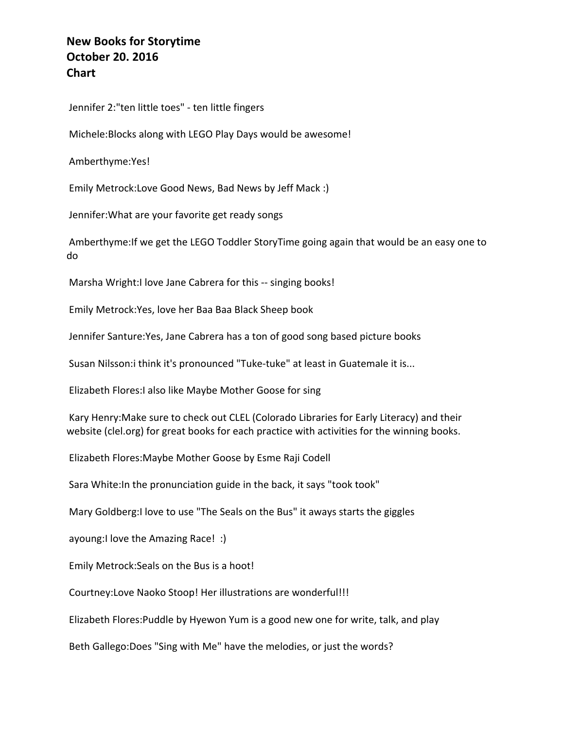**New Books for Storytime**
**October 20. 2016**
**Chart**

Jennifer 2:"ten little toes" - ten little fingers

Michele:Blocks along with LEGO Play Days would be awesome!

Amberthyme:Yes!

Emily Metrock:Love Good News, Bad News by Jeff Mack :)

Jennifer:What are your favorite get ready songs

Amberthyme:If we get the LEGO Toddler StoryTime going again that would be an easy one to do

Marsha Wright:I love Jane Cabrera for this -- singing books!

Emily Metrock:Yes, love her Baa Baa Black Sheep book

Jennifer Santure:Yes, Jane Cabrera has a ton of good song based picture books

Susan Nilsson:i think it's pronounced "Tuke-tuke" at least in Guatemale it is...

Elizabeth Flores:I also like Maybe Mother Goose for sing

Kary Henry:Make sure to check out CLEL (Colorado Libraries for Early Literacy) and their website (clel.org) for great books for each practice with activities for the winning books.

Elizabeth Flores:Maybe Mother Goose by Esme Raji Codell

Sara White:In the pronunciation guide in the back, it says "took took"

Mary Goldberg:I love to use "The Seals on the Bus" it aways starts the giggles

ayoung:I love the Amazing Race! :)

Emily Metrock:Seals on the Bus is a hoot!

Courtney:Love Naoko Stoop! Her illustrations are wonderful!!!

Elizabeth Flores:Puddle by Hyewon Yum is a good new one for write, talk, and play

Beth Gallego:Does "Sing with Me" have the melodies, or just the words?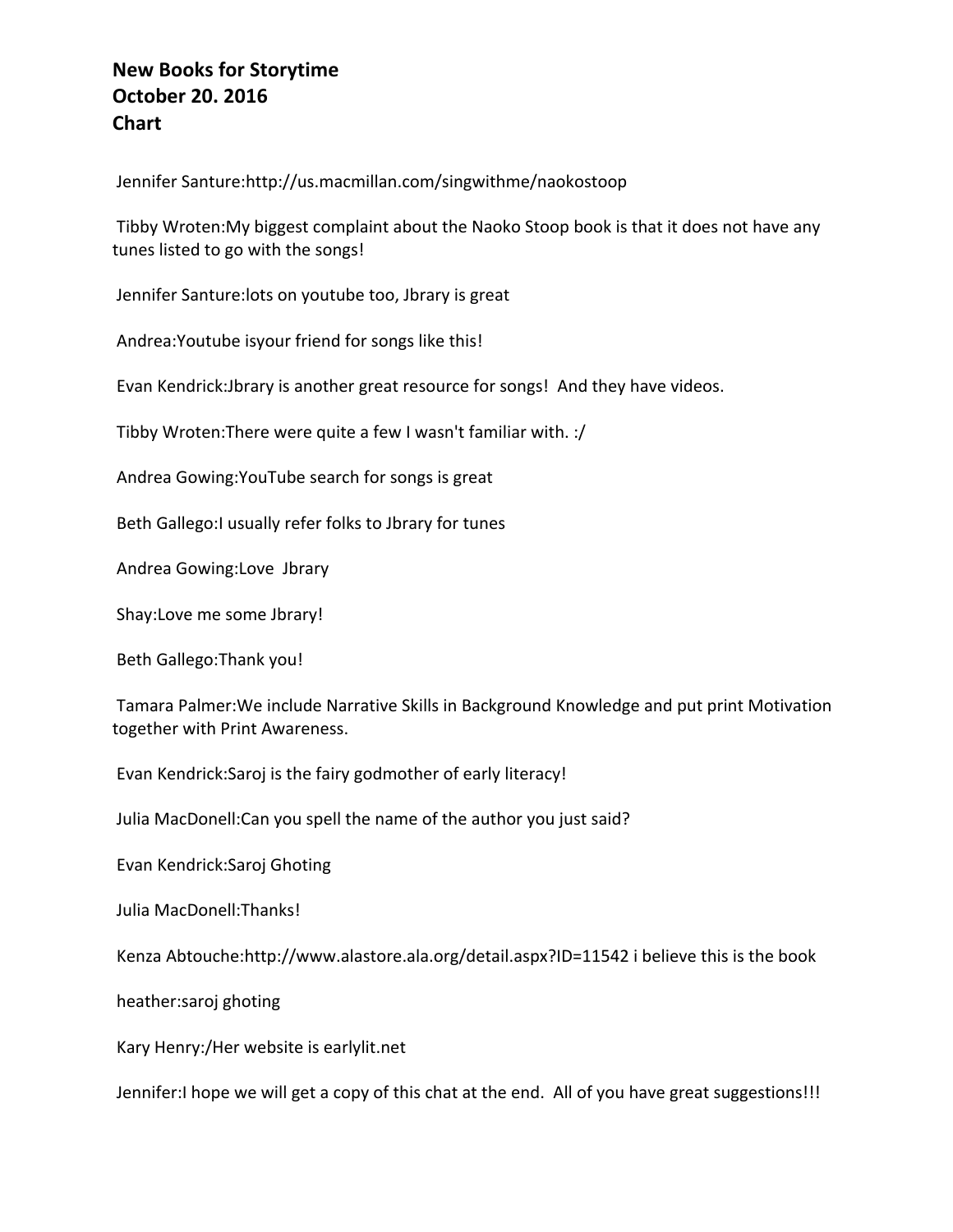**New Books for Storytime**
**October 20. 2016**
**Chart**

Jennifer Santure:http://us.macmillan.com/singwithme/naokostoop

Tibby Wroten:My biggest complaint about the Naoko Stoop book is that it does not have any tunes listed to go with the songs!

Jennifer Santure:lots on youtube too, Jbrary is great

Andrea:Youtube isyour friend for songs like this!

Evan Kendrick:Jbrary is another great resource for songs! And they have videos.

Tibby Wroten:There were quite a few I wasn't familiar with. :/

Andrea Gowing:YouTube search for songs is great

Beth Gallego:I usually refer folks to Jbrary for tunes

Andrea Gowing:Love Jbrary

Shay:Love me some Jbrary!

Beth Gallego:Thank you!

Tamara Palmer:We include Narrative Skills in Background Knowledge and put print Motivation together with Print Awareness.

Evan Kendrick:Saroj is the fairy godmother of early literacy!

Julia MacDonell:Can you spell the name of the author you just said?

Evan Kendrick:Saroj Ghoting

Julia MacDonell:Thanks!

Kenza Abtouche:http://www.alastore.ala.org/detail.aspx?ID=11542 i believe this is the book

heather:saroj ghoting

Kary Henry:/Her website is earlylit.net

Jennifer:I hope we will get a copy of this chat at the end. All of you have great suggestions!!!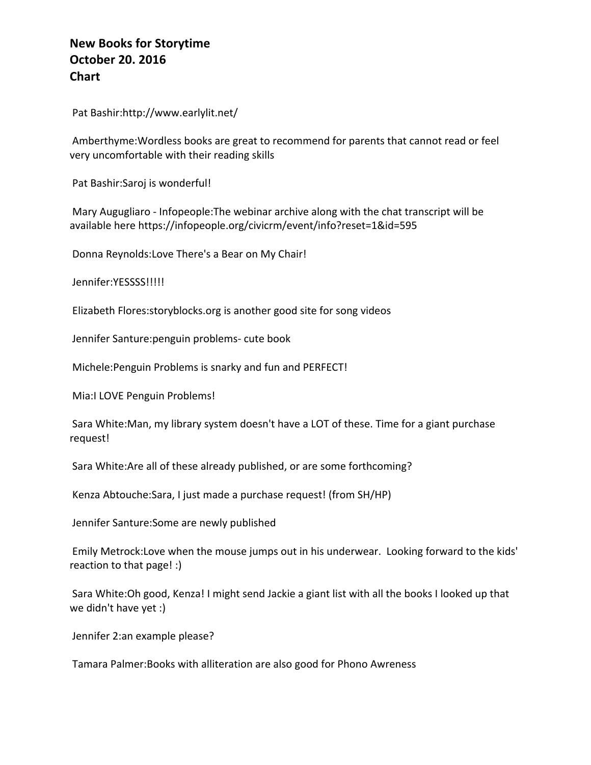**New Books for Storytime**
**October 20. 2016**
**Chart**

Pat Bashir:http://www.earlylit.net/

Amberthyme:Wordless books are great to recommend for parents that cannot read or feel very uncomfortable with their reading skills

Pat Bashir:Saroj is wonderful!

Mary Augugliaro - Infopeople:The webinar archive along with the chat transcript will be available here https://infopeople.org/civicrm/event/info?reset=1&id=595

Donna Reynolds:Love There's a Bear on My Chair!

Jennifer:YESSSS!!!!!

Elizabeth Flores:storyblocks.org is another good site for song videos

Jennifer Santure:penguin problems- cute book

Michele:Penguin Problems is snarky and fun and PERFECT!

Mia:I LOVE Penguin Problems!

Sara White:Man, my library system doesn't have a LOT of these. Time for a giant purchase request!

Sara White:Are all of these already published, or are some forthcoming?

Kenza Abtouche:Sara, I just made a purchase request! (from SH/HP)

Jennifer Santure:Some are newly published

Emily Metrock:Love when the mouse jumps out in his underwear. Looking forward to the kids' reaction to that page! :)

Sara White:Oh good, Kenza! I might send Jackie a giant list with all the books I looked up that we didn't have yet :)

Jennifer 2:an example please?

Tamara Palmer:Books with alliteration are also good for Phono Awreness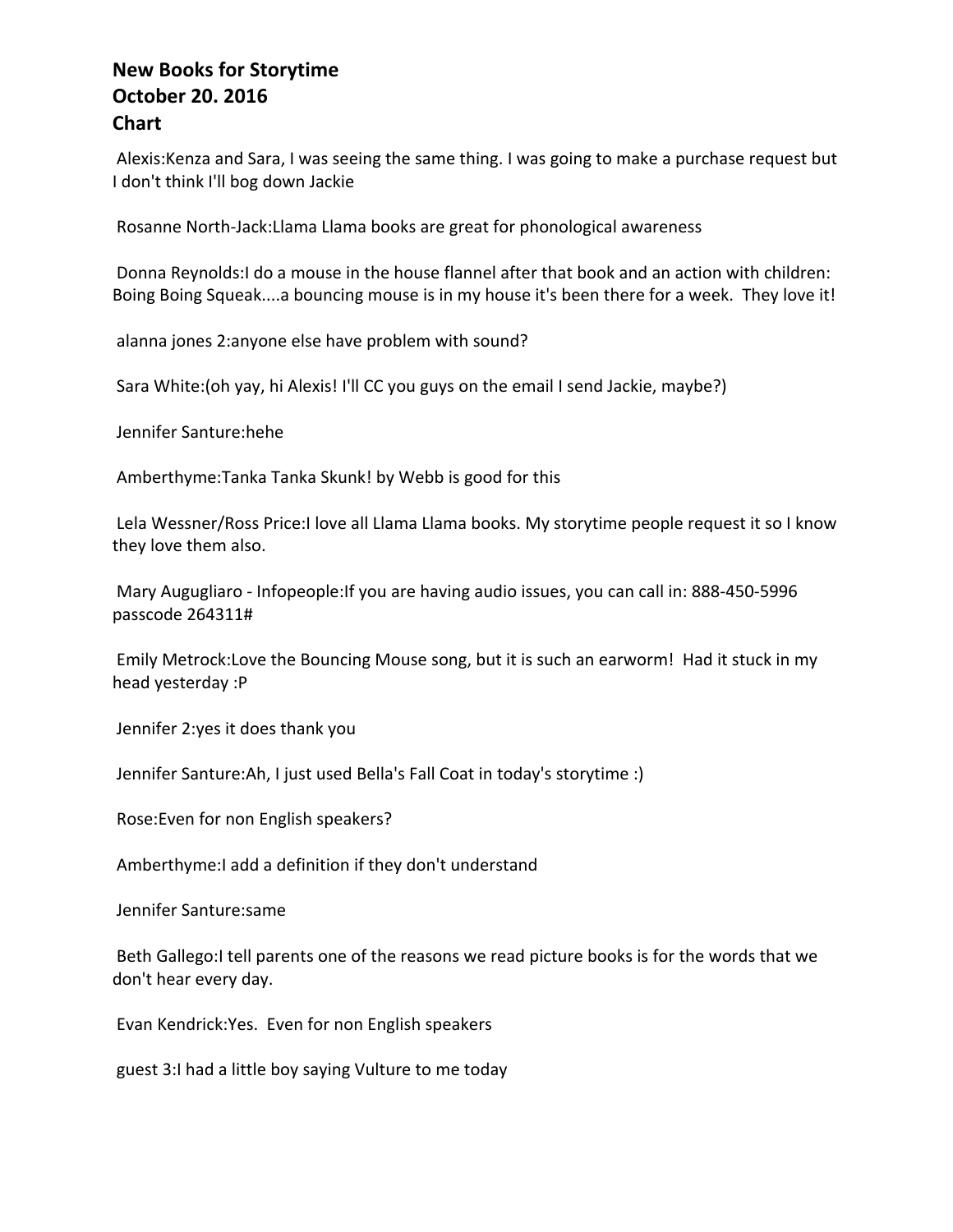**New Books for Storytime**
**October 20. 2016**
**Chart**

Alexis:Kenza and Sara, I was seeing the same thing. I was going to make a purchase request but I don't think I'll bog down Jackie

Rosanne North-Jack:Llama Llama books are great for phonological awareness

Donna Reynolds:I do a mouse in the house flannel after that book and an action with children: Boing Boing Squeak....a bouncing mouse is in my house it's been there for a week. They love it!

alanna jones 2:anyone else have problem with sound?

Sara White:(oh yay, hi Alexis! I'll CC you guys on the email I send Jackie, maybe?)

Jennifer Santure:hehe

Amberthyme:Tanka Tanka Skunk! by Webb is good for this

Lela Wessner/Ross Price:I love all Llama Llama books. My storytime people request it so I know they love them also.

Mary Augugliaro - Infopeople:If you are having audio issues, you can call in: 888-450-5996 passcode 264311#

Emily Metrock:Love the Bouncing Mouse song, but it is such an earworm! Had it stuck in my head yesterday :P

Jennifer 2:yes it does thank you

Jennifer Santure:Ah, I just used Bella's Fall Coat in today's storytime :)

Rose:Even for non English speakers?

Amberthyme:I add a definition if they don't understand

Jennifer Santure:same

Beth Gallego:I tell parents one of the reasons we read picture books is for the words that we don't hear every day.

Evan Kendrick:Yes. Even for non English speakers

guest 3:I had a little boy saying Vulture to me today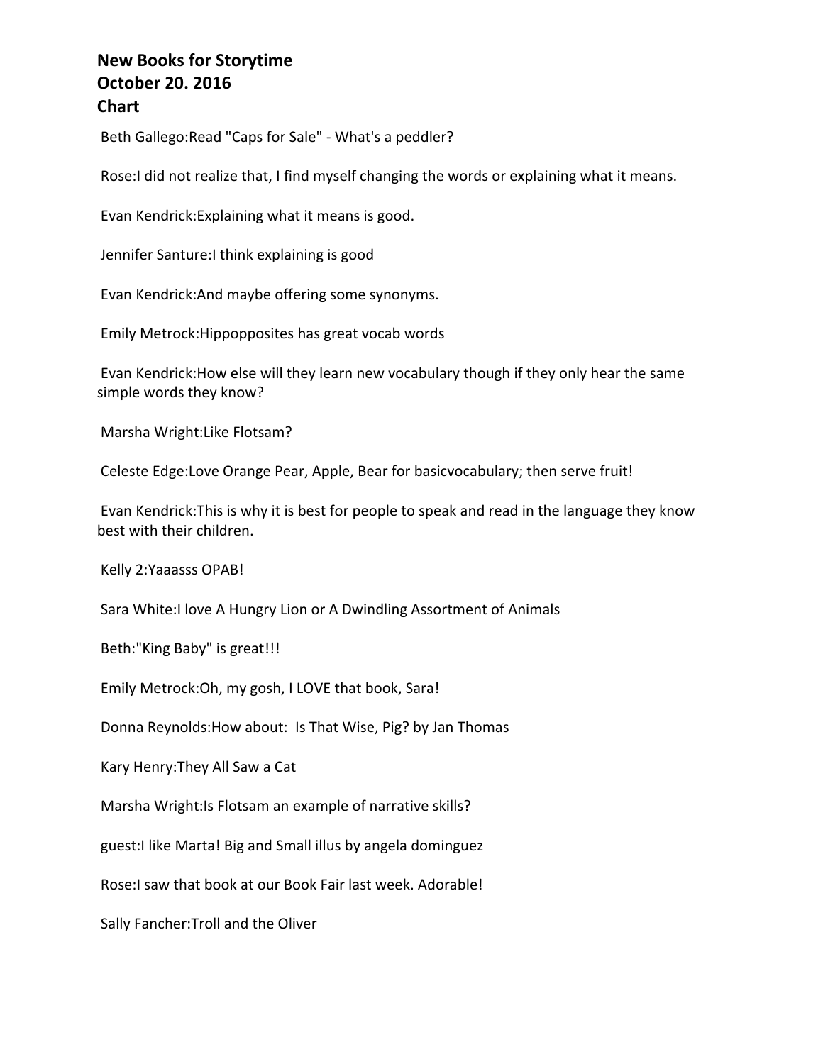**New Books for Storytime**
**October 20. 2016**
**Chart**

Beth Gallego:Read "Caps for Sale" - What's a peddler?

Rose:I did not realize that, I find myself changing the words or explaining what it means.

Evan Kendrick:Explaining what it means is good.

Jennifer Santure:I think explaining is good

Evan Kendrick:And maybe offering some synonyms.

Emily Metrock:Hippopposites has great vocab words

Evan Kendrick:How else will they learn new vocabulary though if they only hear the same simple words they know?

Marsha Wright:Like Flotsam?

Celeste Edge:Love Orange Pear, Apple, Bear for basicvocabulary; then serve fruit!

Evan Kendrick:This is why it is best for people to speak and read in the language they know best with their children.

Kelly 2:Yaaasss OPAB!

Sara White:I love A Hungry Lion or A Dwindling Assortment of Animals

Beth:"King Baby" is great!!!

Emily Metrock:Oh, my gosh, I LOVE that book, Sara!

Donna Reynolds:How about:  Is That Wise, Pig? by Jan Thomas

Kary Henry:They All Saw a Cat

Marsha Wright:Is Flotsam an example of narrative skills?

guest:I like Marta! Big and Small illus by angela dominguez

Rose:I saw that book at our Book Fair last week. Adorable!

Sally Fancher:Troll and the Oliver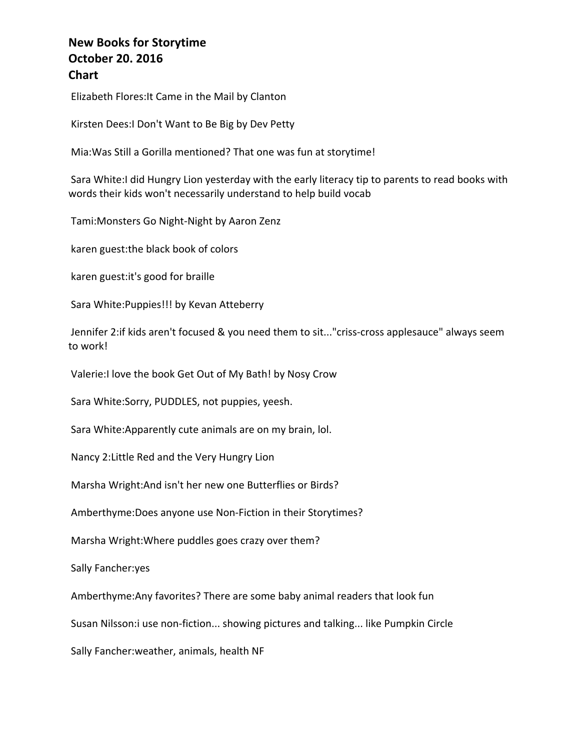**New Books for Storytime**
**October 20. 2016**
**Chart**

Elizabeth Flores:It Came in the Mail by Clanton

Kirsten Dees:I Don't Want to Be Big by Dev Petty

Mia:Was Still a Gorilla mentioned? That one was fun at storytime!

Sara White:I did Hungry Lion yesterday with the early literacy tip to parents to read books with words their kids won't necessarily understand to help build vocab

Tami:Monsters Go Night-Night by Aaron Zenz

karen guest:the black book of colors

karen guest:it's good for braille

Sara White:Puppies!!! by Kevan Atteberry

Jennifer 2:if kids aren't focused & you need them to sit..."criss-cross applesauce" always seem to work!

Valerie:I love the book Get Out of My Bath! by Nosy Crow

Sara White:Sorry, PUDDLES, not puppies, yeesh.

Sara White:Apparently cute animals are on my brain, lol.

Nancy 2:Little Red and the Very Hungry Lion

Marsha Wright:And isn't her new one Butterflies or Birds?

Amberthyme:Does anyone use Non-Fiction in their Storytimes?

Marsha Wright:Where puddles goes crazy over them?

Sally Fancher:yes

Amberthyme:Any favorites? There are some baby animal readers that look fun

Susan Nilsson:i use non-fiction... showing pictures and talking... like Pumpkin Circle

Sally Fancher:weather, animals, health NF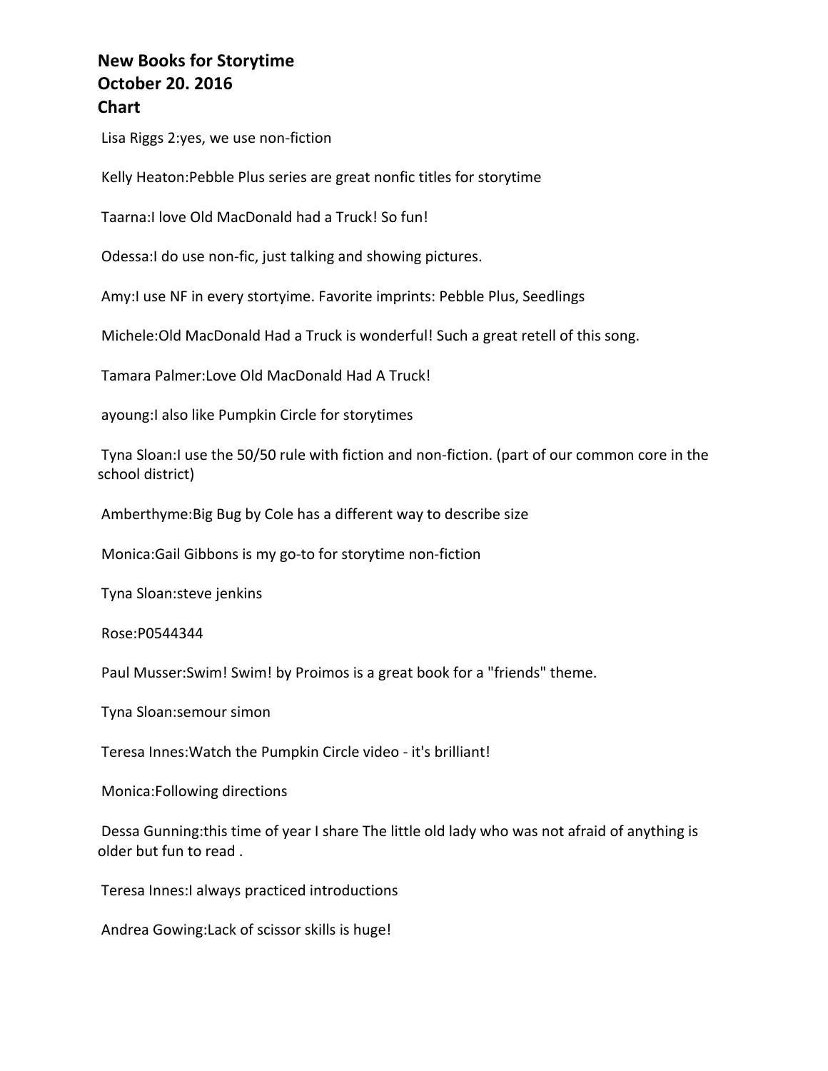**New Books for Storytime**
**October 20. 2016**
**Chart**

Lisa Riggs 2:yes, we use non-fiction

Kelly Heaton:Pebble Plus series are great nonfic titles for storytime

Taarna:I love Old MacDonald had a Truck! So fun!

Odessa:I do use non-fic, just talking and showing pictures.

Amy:I use NF in every stortyime. Favorite imprints: Pebble Plus, Seedlings

Michele:Old MacDonald Had a Truck is wonderful! Such a great retell of this song.

Tamara Palmer:Love Old MacDonald Had A Truck!

ayoung:I also like Pumpkin Circle for storytimes

Tyna Sloan:I use the 50/50 rule with fiction and non-fiction. (part of our common core in the school district)

Amberthyme:Big Bug by Cole has a different way to describe size

Monica:Gail Gibbons is my go-to for storytime non-fiction

Tyna Sloan:steve jenkins

Rose:P0544344

Paul Musser:Swim! Swim! by Proimos is a great book for a "friends" theme.

Tyna Sloan:semour simon

Teresa Innes:Watch the Pumpkin Circle video - it's brilliant!

Monica:Following directions

Dessa Gunning:this time of year I share The little old lady who was not afraid of anything is older but fun to read .

Teresa Innes:I always practiced introductions

Andrea Gowing:Lack of scissor skills is huge!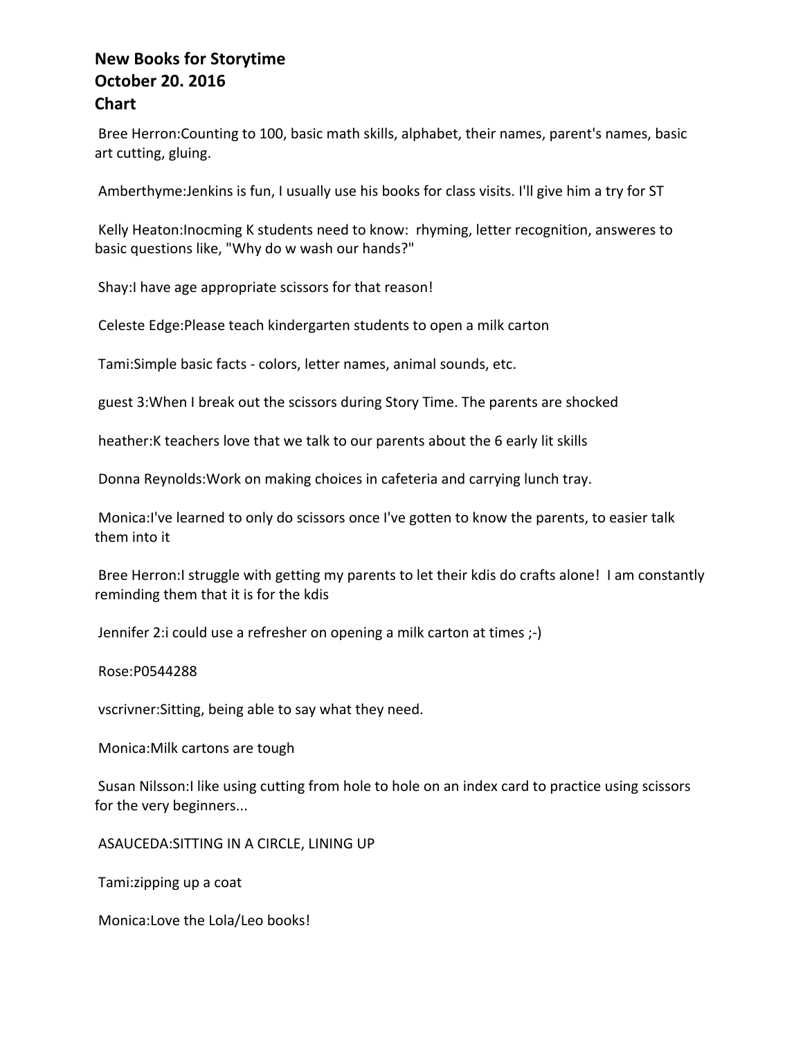**New Books for Storytime**
**October 20. 2016**
**Chart**

Bree Herron:Counting to 100, basic math skills, alphabet, their names, parent's names, basic art cutting, gluing.

Amberthyme:Jenkins is fun, I usually use his books for class visits. I'll give him a try for ST

Kelly Heaton:Inocming K students need to know: rhyming, letter recognition, answeres to basic questions like, "Why do w wash our hands?"

Shay:I have age appropriate scissors for that reason!

Celeste Edge:Please teach kindergarten students to open a milk carton

Tami:Simple basic facts - colors, letter names, animal sounds, etc.

guest 3:When I break out the scissors during Story Time. The parents are shocked

heather:K teachers love that we talk to our parents about the 6 early lit skills

Donna Reynolds:Work on making choices in cafeteria and carrying lunch tray.

Monica:I've learned to only do scissors once I've gotten to know the parents, to easier talk them into it

Bree Herron:I struggle with getting my parents to let their kdis do crafts alone! I am constantly reminding them that it is for the kdis

Jennifer 2:i could use a refresher on opening a milk carton at times ;-)

Rose:P0544288

vscrivner:Sitting, being able to say what they need.

Monica:Milk cartons are tough

Susan Nilsson:I like using cutting from hole to hole on an index card to practice using scissors for the very beginners...

ASAUCEDA:SITTING IN A CIRCLE, LINING UP

Tami:zipping up a coat

Monica:Love the Lola/Leo books!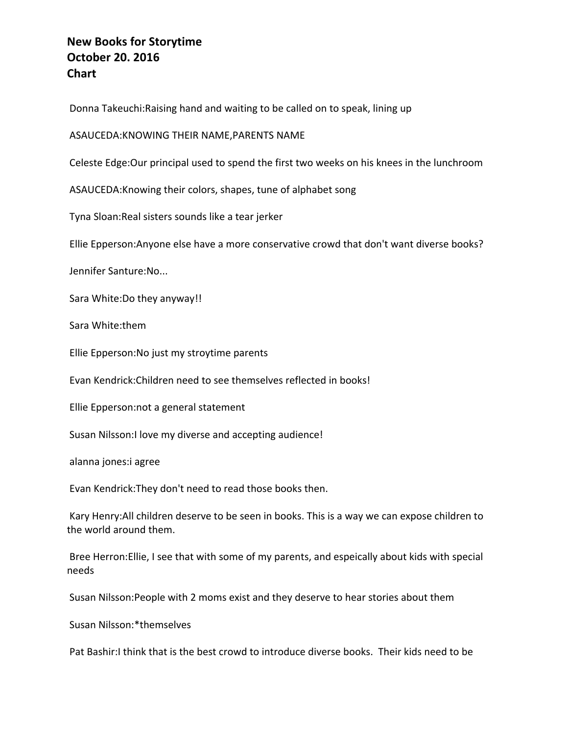**New Books for Storytime**
**October 20. 2016**
**Chart**

Donna Takeuchi:Raising hand and waiting to be called on to speak, lining up

ASAUCEDA:KNOWING THEIR NAME,PARENTS NAME

Celeste Edge:Our principal used to spend the first two weeks on his knees in the lunchroom

ASAUCEDA:Knowing their colors, shapes, tune of alphabet song

Tyna Sloan:Real sisters sounds like a tear jerker

Ellie Epperson:Anyone else have a more conservative crowd that don't want diverse books?

Jennifer Santure:No...

Sara White:Do they anyway!!

Sara White:them

Ellie Epperson:No just my stroytime parents

Evan Kendrick:Children need to see themselves reflected in books!

Ellie Epperson:not a general statement

Susan Nilsson:I love my diverse and accepting audience!

alanna jones:i agree

Evan Kendrick:They don't need to read those books then.

Kary Henry:All children deserve to be seen in books. This is a way we can expose children to the world around them.

Bree Herron:Ellie, I see that with some of my parents, and espeically about kids with special needs

Susan Nilsson:People with 2 moms exist and they deserve to hear stories about them

Susan Nilsson:*themselves

Pat Bashir:I think that is the best crowd to introduce diverse books. Their kids need to be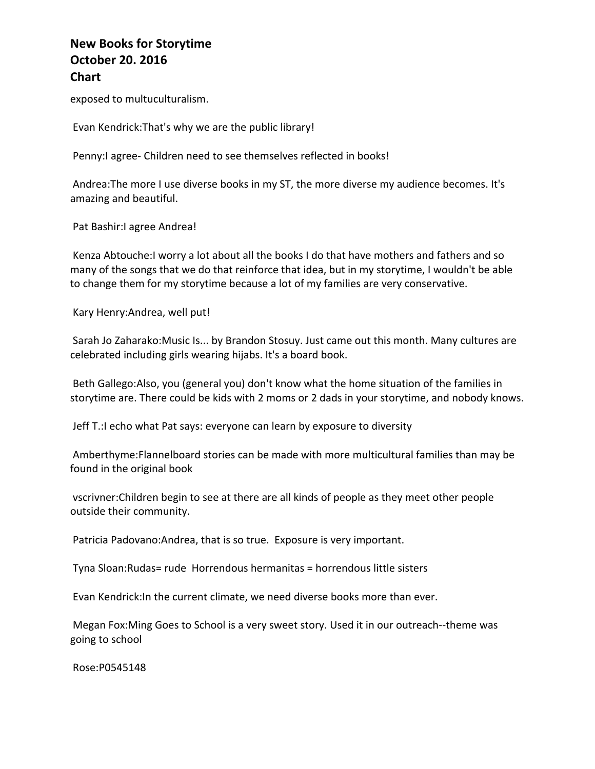exposed to multuculturalism.

Evan Kendrick:That's why we are the public library!

Penny:I agree- Children need to see themselves reflected in books!

Andrea:The more I use diverse books in my ST, the more diverse my audience becomes. It's amazing and beautiful.

Pat Bashir:I agree Andrea!

Kenza Abtouche:I worry a lot about all the books I do that have mothers and fathers and so many of the songs that we do that reinforce that idea, but in my storytime, I wouldn't be able to change them for my storytime because a lot of my families are very conservative.

Kary Henry:Andrea, well put!

Sarah Jo Zaharako:Music Is... by Brandon Stosuy. Just came out this month. Many cultures are celebrated including girls wearing hijabs. It's a board book.

Beth Gallego:Also, you (general you) don't know what the home situation of the families in storytime are. There could be kids with 2 moms or 2 dads in your storytime, and nobody knows.

Jeff T.:I echo what Pat says: everyone can learn by exposure to diversity

Amberthyme:Flannelboard stories can be made with more multicultural families than may be found in the original book

vscrivner:Children begin to see at there are all kinds of people as they meet other people outside their community.

Patricia Padovano:Andrea, that is so true. Exposure is very important.

Tyna Sloan:Rudas= rude Horrendous hermanitas = horrendous little sisters

Evan Kendrick:In the current climate, we need diverse books more than ever.

Megan Fox:Ming Goes to School is a very sweet story. Used it in our outreach--theme was going to school

Rose:P0545148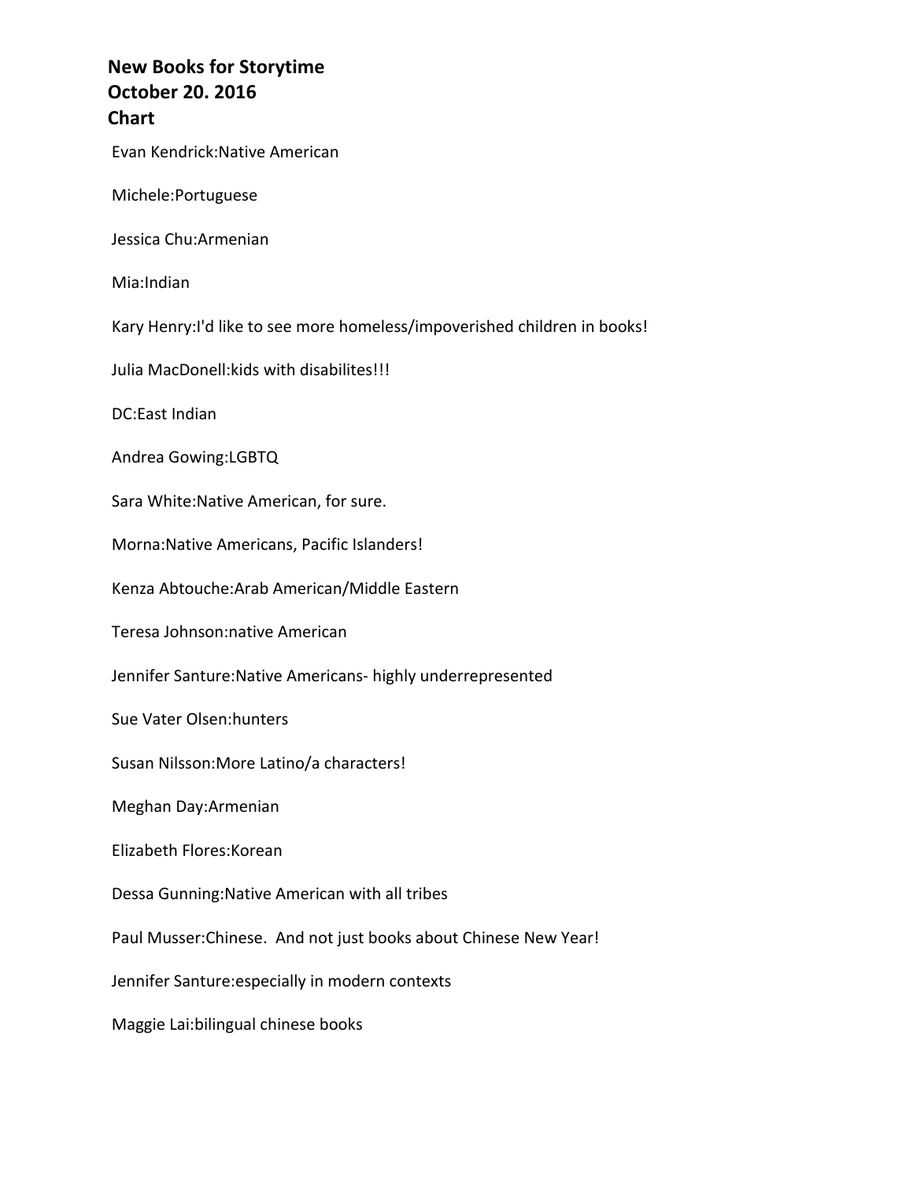**New Books for Storytime**
**October 20. 2016**
**Chart**

Evan Kendrick:Native American

Michele:Portuguese

Jessica Chu:Armenian

Mia:Indian

Kary Henry:I'd like to see more homeless/impoverished children in books!

Julia MacDonell:kids with disabilites!!!

DC:East Indian

Andrea Gowing:LGBTQ

Sara White:Native American, for sure.

Morna:Native Americans, Pacific Islanders!

Kenza Abtouche:Arab American/Middle Eastern

Teresa Johnson:native American

Jennifer Santure:Native Americans- highly underrepresented

Sue Vater Olsen:hunters

Susan Nilsson:More Latino/a characters!

Meghan Day:Armenian

Elizabeth Flores:Korean

Dessa Gunning:Native American with all tribes

Paul Musser:Chinese.  And not just books about Chinese New Year!

Jennifer Santure:especially in modern contexts

Maggie Lai:bilingual chinese books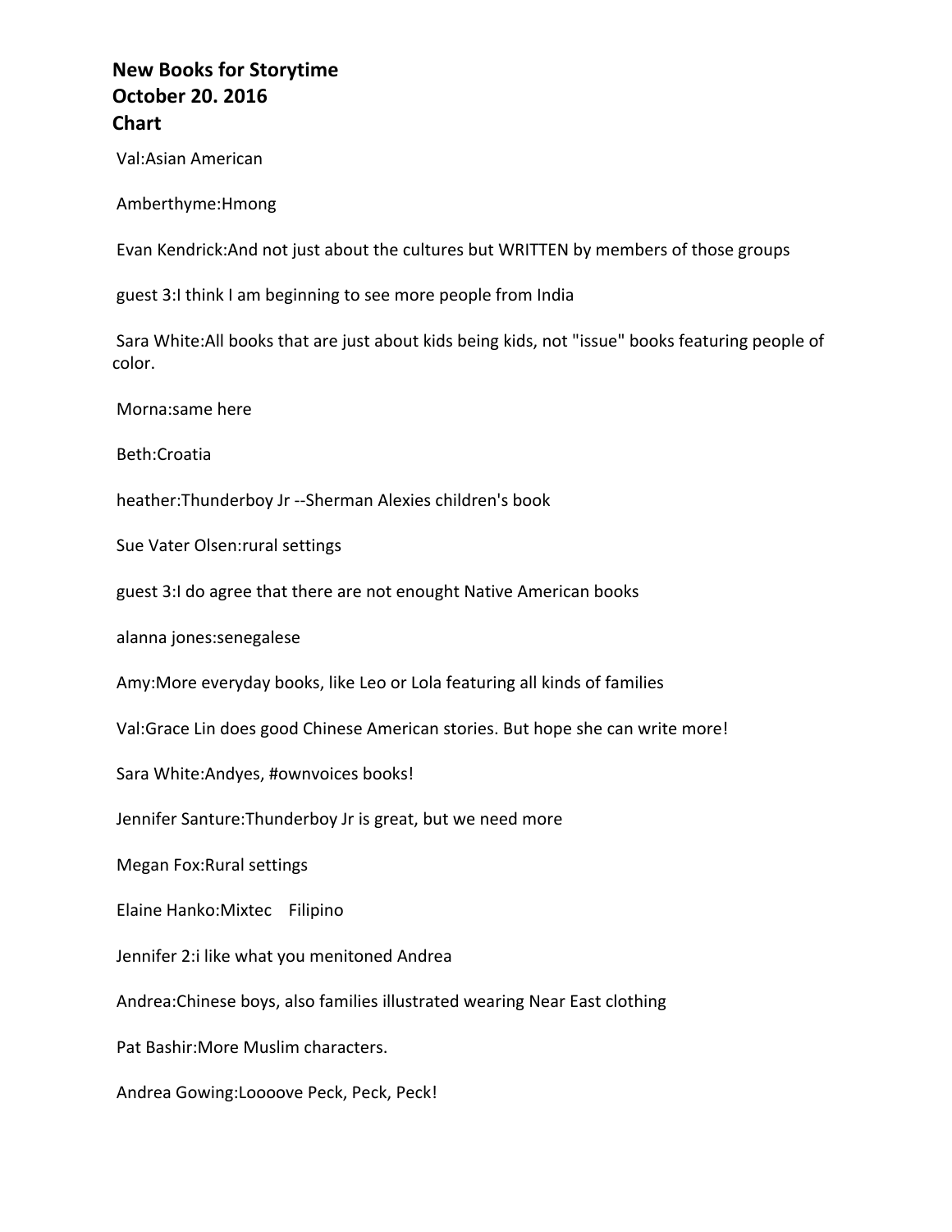**New Books for Storytime**
**October 20. 2016**
**Chart**

Val:Asian American

Amberthyme:Hmong

Evan Kendrick:And not just about the cultures but WRITTEN by members of those groups

guest 3:I think I am beginning to see more people from India

Sara White:All books that are just about kids being kids, not "issue" books featuring people of color.

Morna:same here

Beth:Croatia

heather:Thunderboy Jr --Sherman Alexies children's book

Sue Vater Olsen:rural settings

guest 3:I do agree that there are not enought Native American books

alanna jones:senegalese

Amy:More everyday books, like Leo or Lola featuring all kinds of families

Val:Grace Lin does good Chinese American stories. But hope she can write more!

Sara White:Andyes, #ownvoices books!

Jennifer Santure:Thunderboy Jr is great, but we need more

Megan Fox:Rural settings

Elaine Hanko:Mixtec    Filipino

Jennifer 2:i like what you menitoned Andrea

Andrea:Chinese boys, also families illustrated wearing Near East clothing

Pat Bashir:More Muslim characters.

Andrea Gowing:Loooove Peck, Peck, Peck!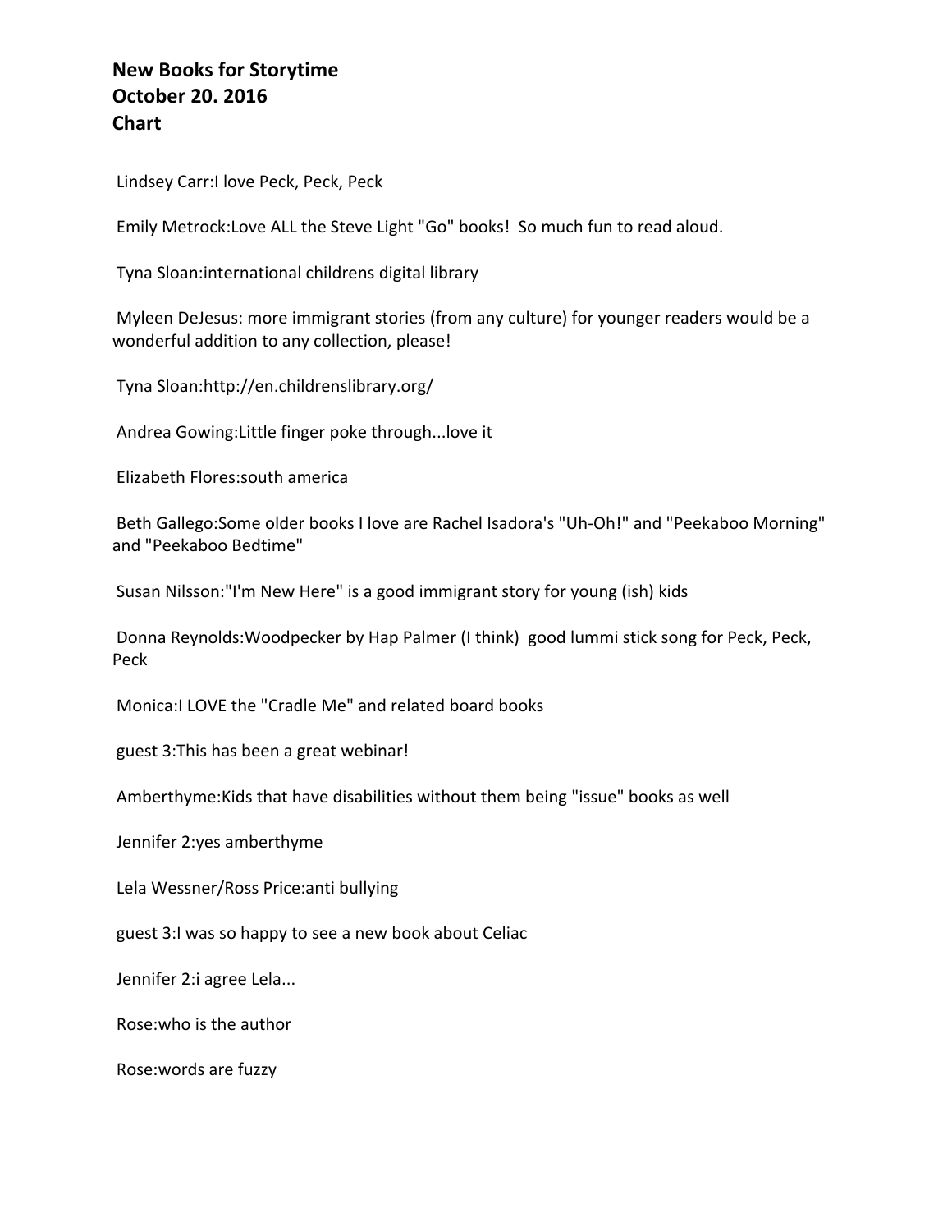**New Books for Storytime**
**October 20. 2016**
**Chart**

Lindsey Carr:I love Peck, Peck, Peck

Emily Metrock:Love ALL the Steve Light "Go" books! So much fun to read aloud.

Tyna Sloan:international childrens digital library

Myleen DeJesus: more immigrant stories (from any culture) for younger readers would be a wonderful addition to any collection, please!

Tyna Sloan:http://en.childrenslibrary.org/

Andrea Gowing:Little finger poke through...love it

Elizabeth Flores:south america

Beth Gallego:Some older books I love are Rachel Isadora's "Uh-Oh!" and "Peekaboo Morning" and "Peekaboo Bedtime"

Susan Nilsson:"I'm New Here" is a good immigrant story for young (ish) kids

Donna Reynolds:Woodpecker by Hap Palmer (I think) good lummi stick song for Peck, Peck, Peck

Monica:I LOVE the "Cradle Me" and related board books

guest 3:This has been a great webinar!

Amberthyme:Kids that have disabilities without them being "issue" books as well

Jennifer 2:yes amberthyme

Lela Wessner/Ross Price:anti bullying

guest 3:I was so happy to see a new book about Celiac

Jennifer 2:i agree Lela...

Rose:who is the author

Rose:words are fuzzy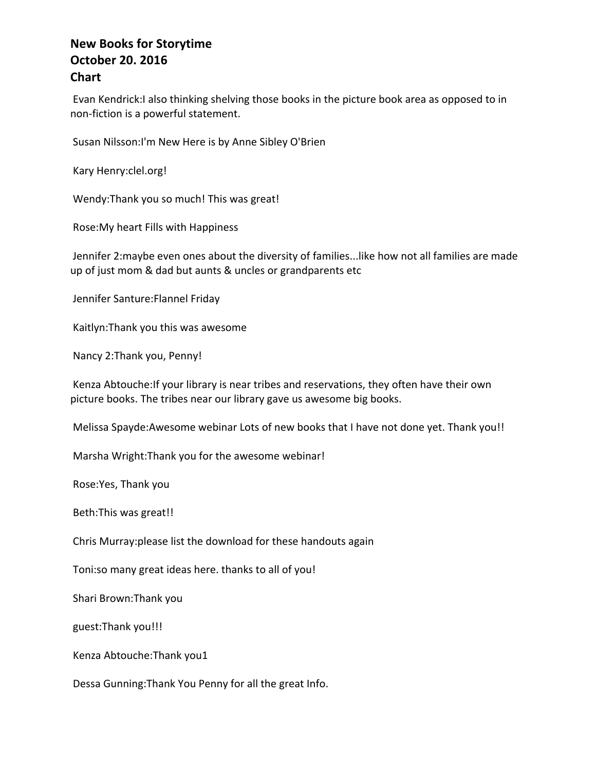**New Books for Storytime**
**October 20. 2016**
**Chart**

Evan Kendrick:I also thinking shelving those books in the picture book area as opposed to in non-fiction is a powerful statement.

Susan Nilsson:I'm New Here is by Anne Sibley O'Brien

Kary Henry:clel.org!

Wendy:Thank you so much! This was great!

Rose:My heart Fills with Happiness

Jennifer 2:maybe even ones about the diversity of families...like how not all families are made up of just mom & dad but aunts & uncles or grandparents etc

Jennifer Santure:Flannel Friday

Kaitlyn:Thank you this was awesome

Nancy 2:Thank you, Penny!

Kenza Abtouche:If your library is near tribes and reservations, they often have their own picture books. The tribes near our library gave us awesome big books.

Melissa Spayde:Awesome webinar Lots of new books that I have not done yet. Thank you!!

Marsha Wright:Thank you for the awesome webinar!

Rose:Yes, Thank you

Beth:This was great!!

Chris Murray:please list the download for these handouts again

Toni:so many great ideas here. thanks to all of you!

Shari Brown:Thank you

guest:Thank you!!!

Kenza Abtouche:Thank you1

Dessa Gunning:Thank You Penny for all the great Info.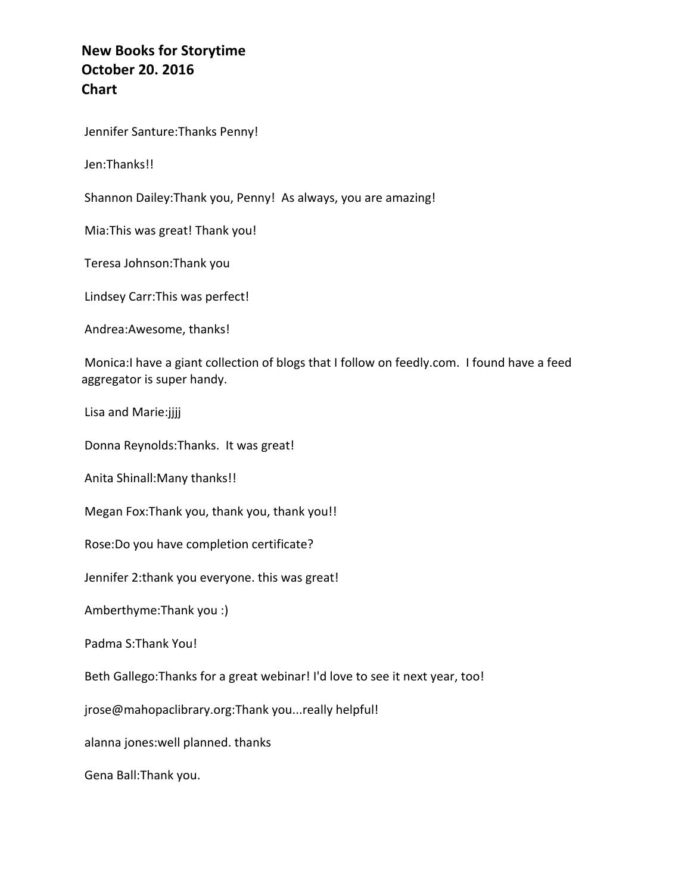**New Books for Storytime**
**October 20. 2016**
**Chart**

Jennifer Santure:Thanks Penny!

Jen:Thanks!!

Shannon Dailey:Thank you, Penny!  As always, you are amazing!

Mia:This was great! Thank you!

Teresa Johnson:Thank you

Lindsey Carr:This was perfect!

Andrea:Awesome, thanks!

Monica:I have a giant collection of blogs that I follow on feedly.com.  I found have a feed aggregator is super handy.

Lisa and Marie:jjjj

Donna Reynolds:Thanks.  It was great!

Anita Shinall:Many thanks!!

Megan Fox:Thank you, thank you, thank you!!

Rose:Do you have completion certificate?

Jennifer 2:thank you everyone. this was great!

Amberthyme:Thank you :)

Padma S:Thank You!

Beth Gallego:Thanks for a great webinar! I'd love to see it next year, too!

jrose@mahopaclibrary.org:Thank you...really helpful!

alanna jones:well planned. thanks

Gena Ball:Thank you.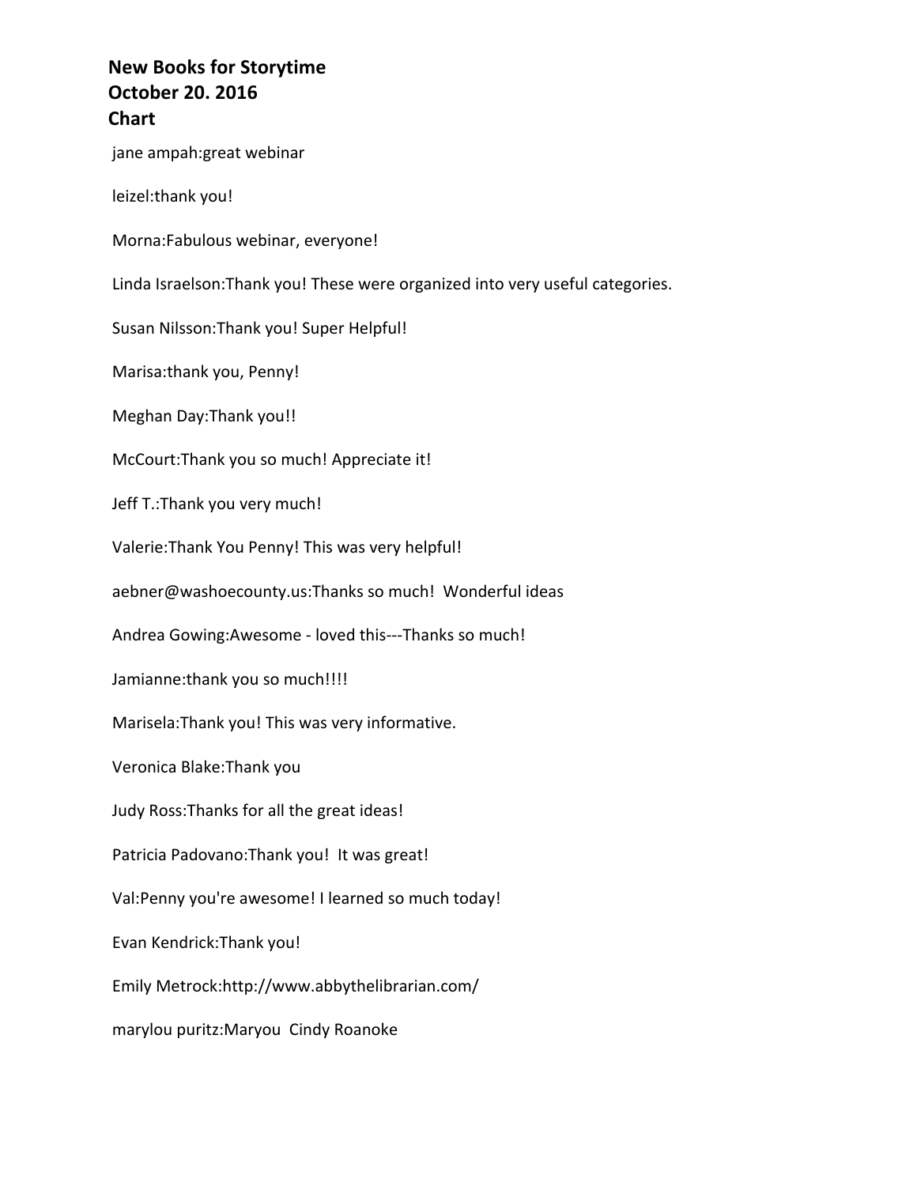**New Books for Storytime**
**October 20. 2016**
**Chart**

jane ampah:great webinar

leizel:thank you!

Morna:Fabulous webinar, everyone!

Linda Israelson:Thank you! These were organized into very useful categories.

Susan Nilsson:Thank you! Super Helpful!

Marisa:thank you, Penny!

Meghan Day:Thank you!!

McCourt:Thank you so much! Appreciate it!

Jeff T.:Thank you very much!

Valerie:Thank You Penny! This was very helpful!

aebner@washoecounty.us:Thanks so much!  Wonderful ideas

Andrea Gowing:Awesome - loved this---Thanks so much!

Jamianne:thank you so much!!!!

Marisela:Thank you! This was very informative.

Veronica Blake:Thank you

Judy Ross:Thanks for all the great ideas!

Patricia Padovano:Thank you!  It was great!

Val:Penny you're awesome! I learned so much today!

Evan Kendrick:Thank you!

Emily Metrock:http://www.abbythelibrarian.com/

marylou puritz:Maryou  Cindy Roanoke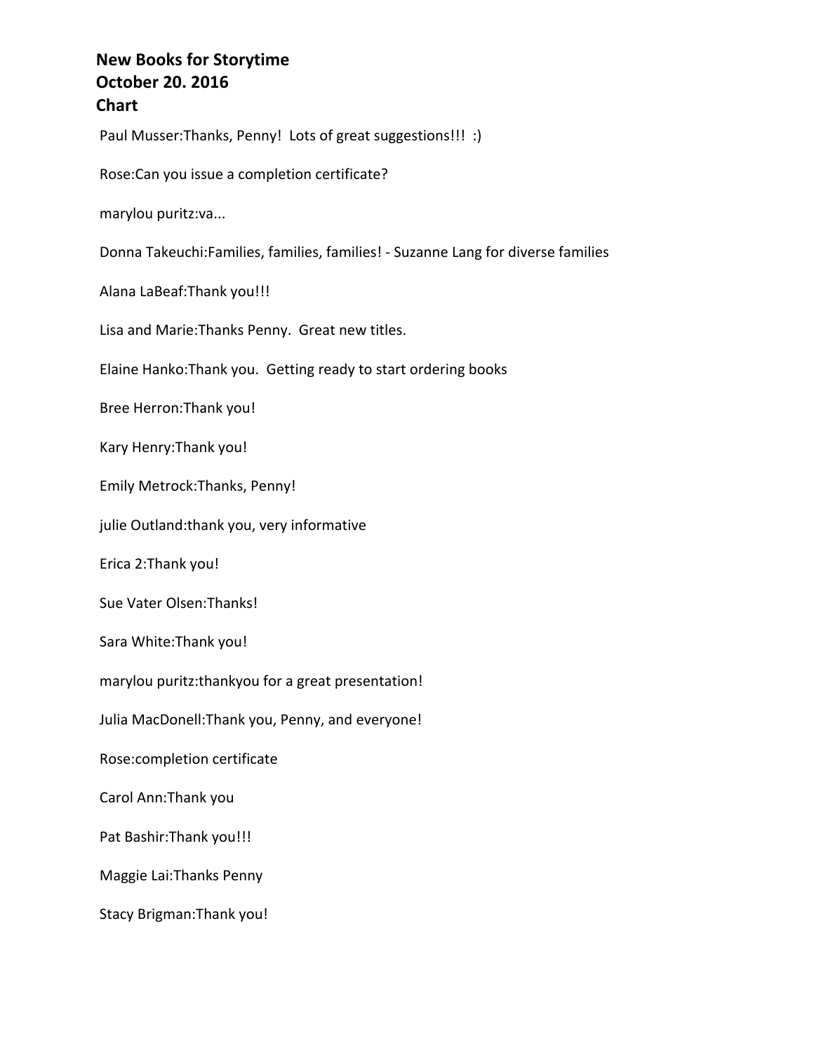**New Books for Storytime**
**October 20. 2016**
**Chart**

Paul Musser:Thanks, Penny!  Lots of great suggestions!!!  :)

Rose:Can you issue a completion certificate?

marylou puritz:va...

Donna Takeuchi:Families, families, families! - Suzanne Lang for diverse families

Alana LaBeaf:Thank you!!!

Lisa and Marie:Thanks Penny.  Great new titles.

Elaine Hanko:Thank you.  Getting ready to start ordering books

Bree Herron:Thank you!

Kary Henry:Thank you!

Emily Metrock:Thanks, Penny!

julie Outland:thank you, very informative

Erica 2:Thank you!

Sue Vater Olsen:Thanks!

Sara White:Thank you!

marylou puritz:thankyou for a great presentation!

Julia MacDonell:Thank you, Penny, and everyone!

Rose:completion certificate

Carol Ann:Thank you

Pat Bashir:Thank you!!!

Maggie Lai:Thanks Penny

Stacy Brigman:Thank you!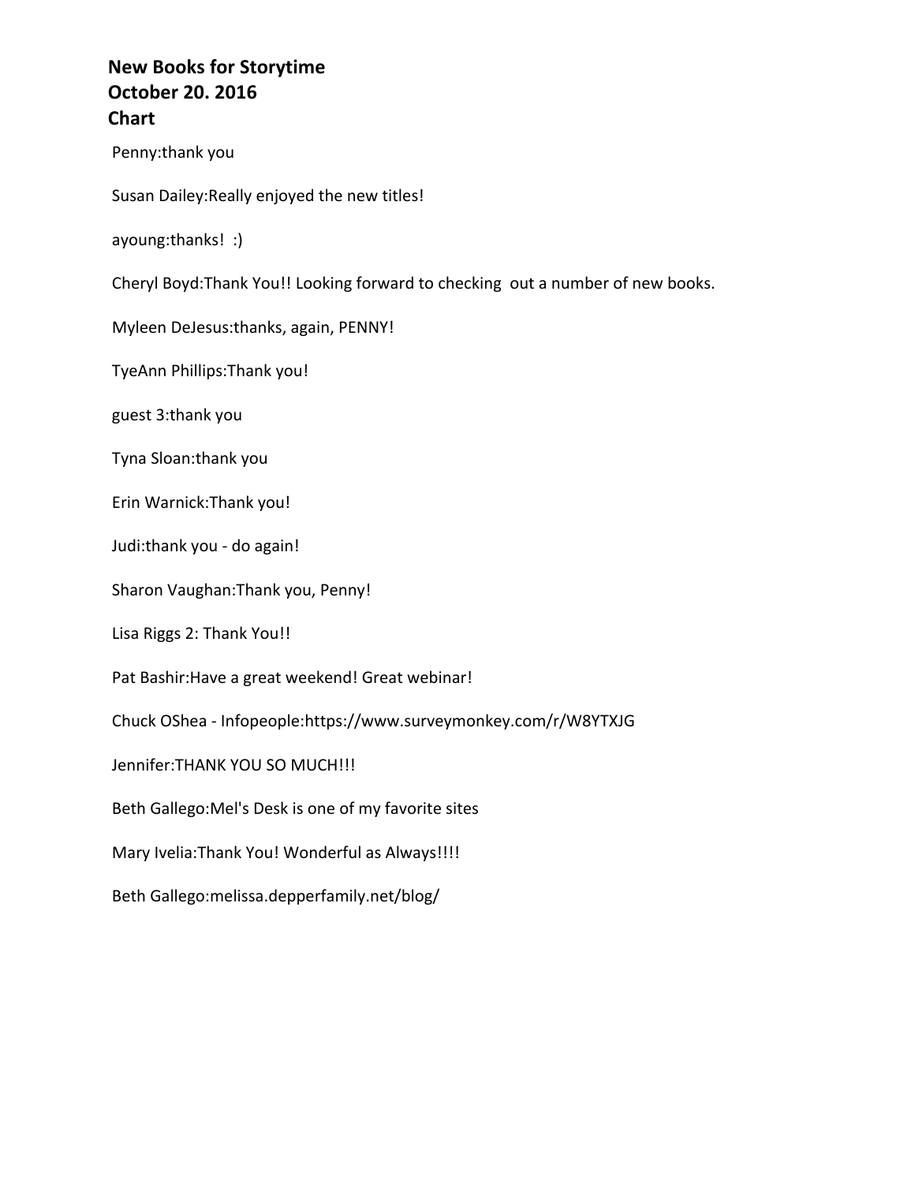**New Books for Storytime**
**October 20. 2016**
**Chart**

Penny:thank you

Susan Dailey:Really enjoyed the new titles!

ayoung:thanks! :)

Cheryl Boyd:Thank You!! Looking forward to checking out a number of new books.

Myleen DeJesus:thanks, again, PENNY!

TyeAnn Phillips:Thank you!

guest 3:thank you

Tyna Sloan:thank you

Erin Warnick:Thank you!

Judi:thank you - do again!

Sharon Vaughan:Thank you, Penny!

Lisa Riggs 2: Thank You!!

Pat Bashir:Have a great weekend! Great webinar!

Chuck OShea - Infopeople:https://www.surveymonkey.com/r/W8YTXJG

Jennifer:THANK YOU SO MUCH!!!

Beth Gallego:Mel's Desk is one of my favorite sites

Mary Ivelia:Thank You! Wonderful as Always!!!!

Beth Gallego:melissa.depperfamily.net/blog/